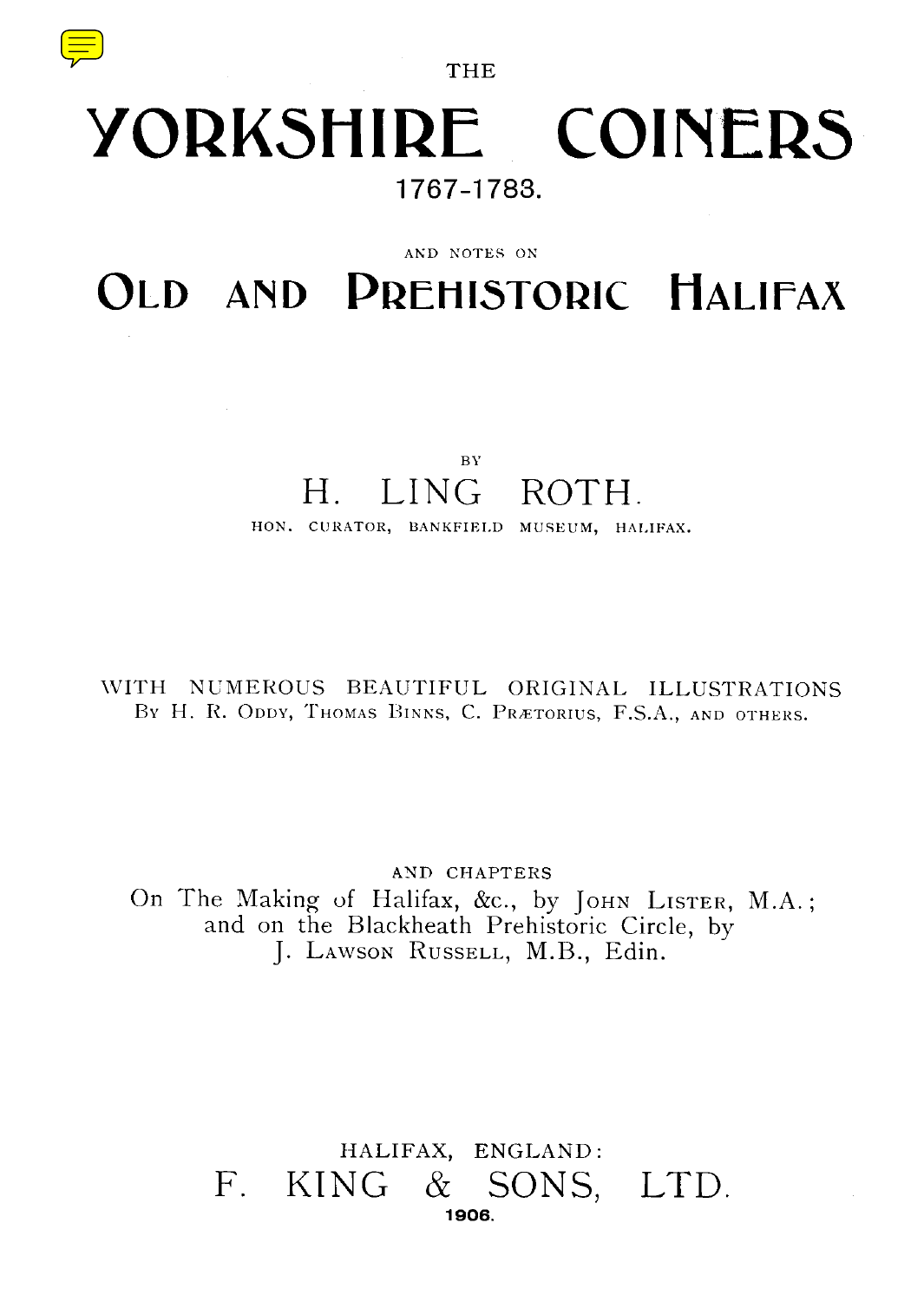THE

# YORKSHIRE COINERS

1767-1783.

AND NOTES ON

# OLD AND PREHISTORIC HALIFAX

BY

## H. LING ROTH.

HON. CURATOR, BANKFIELD MUSEUM, HALIFAX.

WITH NUMEROUS BEAUTIFUL ORIGINAL ILLUSTRATIONS
By H. R. ODDY, THOMAS BINNS, C. PRÆTORIUS, F.S.A., AND OTHERS.

AND CHAPTERS
On The Making of Halifax, &c., by JOHN LISTER, M.A.;
and on the Blackheath Prehistoric Circle, by
J. LAWSON RUSSELL, M.B., Edin.

HALIFAX, ENGLAND:
F. KING & SONS, LTD.
**1906.**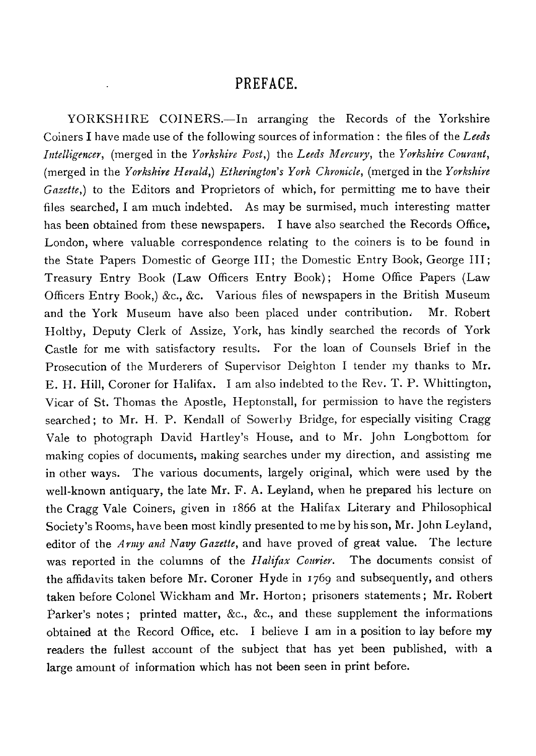# PREFACE.

YORKSHIRE COINERS.—In arranging the Records of the Yorkshire Coiners I have made use of the following sources of information: the files of the *Leeds Intelligencer*, (merged in the *Yorkshire Post*,) the *Leeds Mercury*, the *Yorkshire Courant*, (merged in the *Yorkshire Herald*,) *Etherington's York Chronicle*, (merged in the *Yorkshire Gazette*,) to the Editors and Proprietors of which, for permitting me to have their files searched, I am much indebted. As may be surmised, much interesting matter has been obtained from these newspapers. I have also searched the Records Office, London, where valuable correspondence relating to the coiners is to be found in the State Papers Domestic of George III; the Domestic Entry Book, George III; Treasury Entry Book (Law Officers Entry Book); Home Office Papers (Law Officers Entry Book,) &c., &c. Various files of newspapers in the British Museum and the York Museum have also been placed under contribution. Mr. Robert Holtby, Deputy Clerk of Assize, York, has kindly searched the records of York Castle for me with satisfactory results. For the loan of Counsels Brief in the Prosecution of the Murderers of Supervisor Deighton I tender my thanks to Mr. E. H. Hill, Coroner for Halifax. I am also indebted to the Rev. T. P. Whittington, Vicar of St. Thomas the Apostle, Heptonstall, for permission to have the registers searched; to Mr. H. P. Kendall of Sowerby Bridge, for especially visiting Cragg Vale to photograph David Hartley's House, and to Mr. John Longbottom for making copies of documents, making searches under my direction, and assisting me in other ways. The various documents, largely original, which were used by the well-known antiquary, the late Mr. F. A. Leyland, when he prepared his lecture on the Cragg Vale Coiners, given in 1866 at the Halifax Literary and Philosophical Society's Rooms, have been most kindly presented to me by his son, Mr. John Leyland, editor of the *Army and Navy Gazette*, and have proved of great value. The lecture was reported in the columns of the *Halifax Courier*. The documents consist of the affidavits taken before Mr. Coroner Hyde in 1769 and subsequently, and others taken before Colonel Wickham and Mr. Horton; prisoners statements; Mr. Robert Parker's notes; printed matter, &c., &c., and these supplement the informations obtained at the Record Office, etc. I believe I am in a position to lay before my readers the fullest account of the subject that has yet been published, with a large amount of information which has not been seen in print before.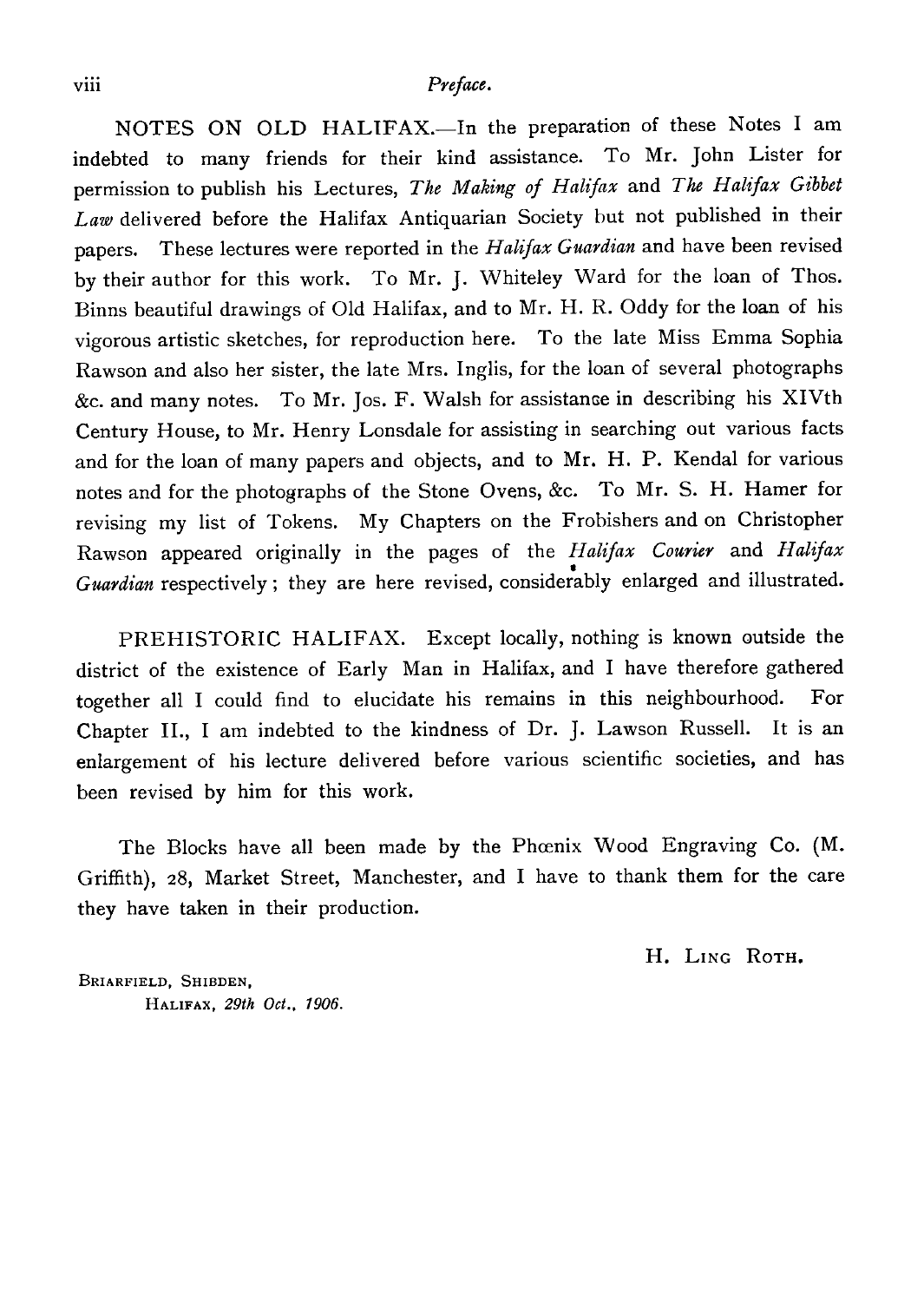NOTES ON OLD HALIFAX.—In the preparation of these Notes I am indebted to many friends for their kind assistance. To Mr. John Lister for permission to publish his Lectures, *The Making of Halifax* and *The Halifax Gibbet Law* delivered before the Halifax Antiquarian Society but not published in their papers. These lectures were reported in the *Halifax Guardian* and have been revised by their author for this work. To Mr. J. Whiteley Ward for the loan of Thos. Binns beautiful drawings of Old Halifax, and to Mr. H. R. Oddy for the loan of his vigorous artistic sketches, for reproduction here. To the late Miss Emma Sophia Rawson and also her sister, the late Mrs. Inglis, for the loan of several photographs &c. and many notes. To Mr. Jos. F. Walsh for assistance in describing his XIVth Century House, to Mr. Henry Lonsdale for assisting in searching out various facts and for the loan of many papers and objects, and to Mr. H. P. Kendal for various notes and for the photographs of the Stone Ovens, &c. To Mr. S. H. Hamer for revising my list of Tokens. My Chapters on the Frobishers and on Christopher Rawson appeared originally in the pages of the *Halifax Courier* and *Halifax Guardian* respectively; they are here revised, considerably enlarged and illustrated.

PREHISTORIC HALIFAX. Except locally, nothing is known outside the district of the existence of Early Man in Halifax, and I have therefore gathered together all I could find to elucidate his remains in this neighbourhood. For Chapter II., I am indebted to the kindness of Dr. J. Lawson Russell. It is an enlargement of his lecture delivered before various scientific societies, and has been revised by him for this work.

The Blocks have all been made by the Phœnix Wood Engraving Co. (M. Griffith), 28, Market Street, Manchester, and I have to thank them for the care they have taken in their production.

H. Ling Roth.

Briarfield, Shibden,
Halifax, *29th Oct., 1906.*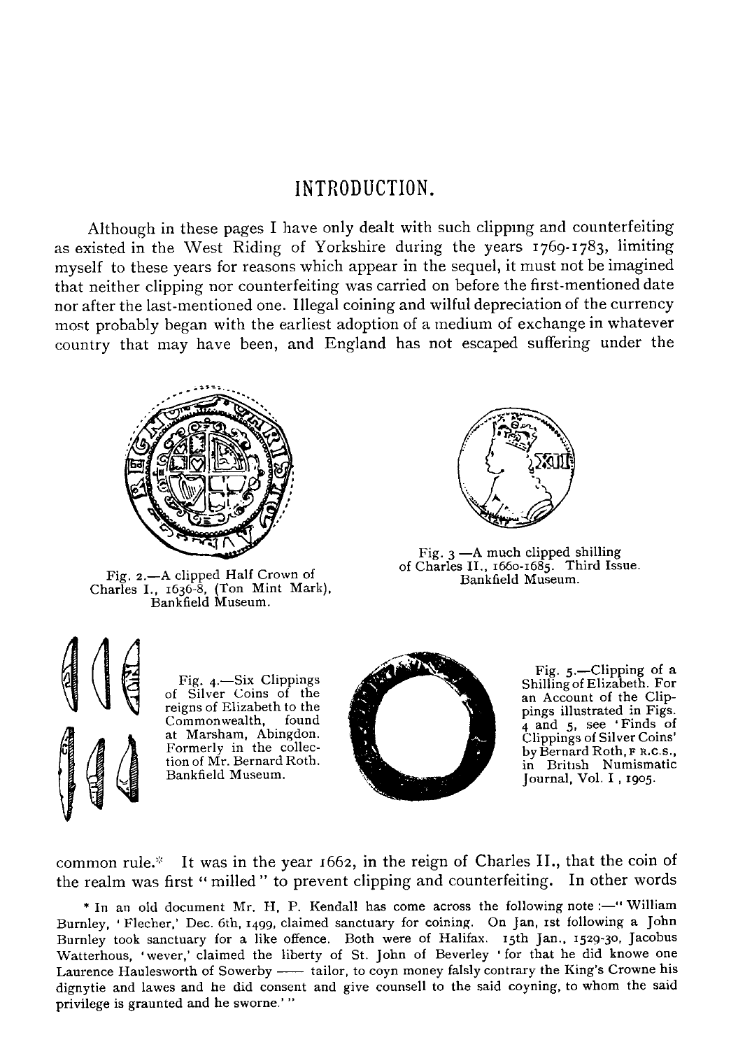## INTRODUCTION.

Although in these pages I have only dealt with such clipping and counterfeiting as existed in the West Riding of Yorkshire during the years 1769-1783, limiting myself to these years for reasons which appear in the sequel, it must not be imagined that neither clipping nor counterfeiting was carried on before the first-mentioned date nor after the last-mentioned one. Illegal coining and wilful depreciation of the currency most probably began with the earliest adoption of a medium of exchange in whatever country that may have been, and England has not escaped suffering under the common rule.* It was in the year 1662, in the reign of Charles II., that the coin of the realm was first "milled" to prevent clipping and counterfeiting. In other words

Fig. 2.—A clipped Half Crown of Charles I., 1636-8, (Ton Mint Mark), Bankfield Museum.

Fig. 3.—A much clipped shilling of Charles II., 1660-1685. Third Issue. Bankfield Museum.

Fig. 4.—Six Clippings of Silver Coins of the reigns of Elizabeth to the Commonwealth, found at Marsham, Abingdon. Formerly in the collection of Mr. Bernard Roth. Bankfield Museum.

Fig. 5.—Clipping of a Shilling of Elizabeth. For an Account of the Clippings illustrated in Figs. 4 and 5, see 'Finds of Clippings of Silver Coins' by Bernard Roth, F.R.C.S., in British Numismatic Journal, Vol. I, 1905.

\* In an old document Mr. H. P. Kendall has come across the following note:—"William Burnley, 'Flecher,' Dec. 6th, 1499, claimed sanctuary for coining. On Jan, 1st following a John Burnley took sanctuary for a like offence. Both were of Halifax. 15th Jan., 1529-30, Jacobus Watterhous, 'wever,' claimed the liberty of St. John of Beverley 'for that he did knowe one Laurence Haulesworth of Sowerby —— tailor, to coyn money falsly contrary the King's Crowne his dignytie and lawes and he did consent and give counsell to the said coyning, to whom the said privilege is graunted and he sworne.'"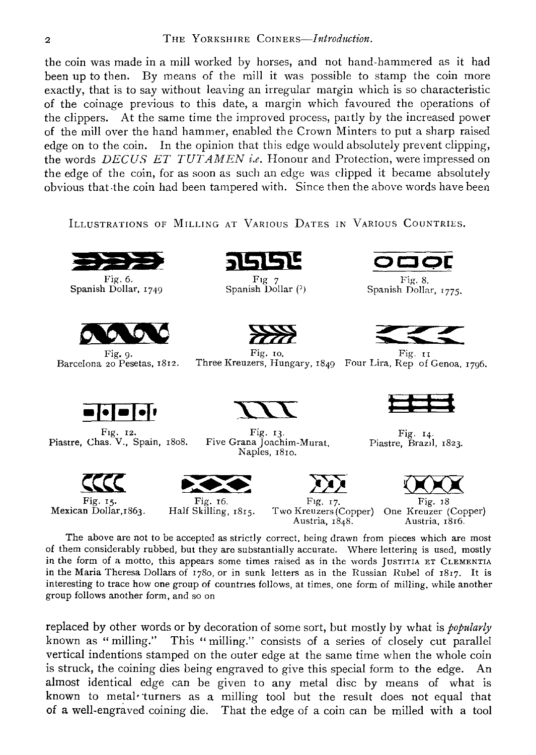the coin was made in a mill worked by horses, and not hand-hammered as it had been up to then. By means of the mill it was possible to stamp the coin more exactly, that is to say without leaving an irregular margin which is so characteristic of the coinage previous to this date, a margin which favoured the operations of the clippers. At the same time the improved process, partly by the increased power of the mill over the hand hammer, enabled the Crown Minters to put a sharp raised edge on to the coin. In the opinion that this edge would absolutely prevent clipping, the words *DECUS ET TUTAMEN i.e.* Honour and Protection, were impressed on the edge of the coin, for as soon as such an edge was clipped it became absolutely obvious that the coin had been tampered with. Since then the above words have been

ILLUSTRATIONS OF MILLING AT VARIOUS DATES IN VARIOUS COUNTRIES.

Fig. 6. Spanish Dollar, 1749

Fig 7 Spanish Dollar (?)

Fig. 8. Spanish Dollar, 1775.

Fig. 9. Barcelona 20 Pesetas, 1812.

Fig. 10. Three Kreuzers, Hungary, 1849

Fig. 11 Four Lira, Rep of Genoa, 1796.

Fig. 12. Piastre, Chas. V., Spain, 1808.

Fig. 13. Five Grana Joachim-Murat, Naples, 1810.

Fig. 14. Piastre, Brazil, 1823.

Fig. 15. Mexican Dollar, 1863.

Fig. 16. Half Skilling, 1815.

Fig. 17. Two Kreuzers (Copper) Austria, 1848.

Fig. 18 One Kreuzer (Copper) Austria, 1816.

The above are not to be accepted as strictly correct, being drawn from pieces which are most of them considerably rubbed, but they are substantially accurate. Where lettering is used, mostly in the form of a motto, this appears some times raised as in the words JUSTITIA ET CLEMENTIA in the Maria Theresa Dollars of 1780, or in sunk letters as in the Russian Rubel of 1817. It is interesting to trace how one group of countries follows, at times, one form of milling, while another group follows another form, and so on

replaced by other words or by decoration of some sort, but mostly by what is *popularly* known as "milling." This "milling." consists of a series of closely cut parallel vertical indentions stamped on the outer edge at the same time when the whole coin is struck, the coining dies being engraved to give this special form to the edge. An almost identical edge can be given to any metal disc by means of what is known to metal-turners as a milling tool but the result does not equal that of a well-engraved coining die. That the edge of a coin can be milled with a tool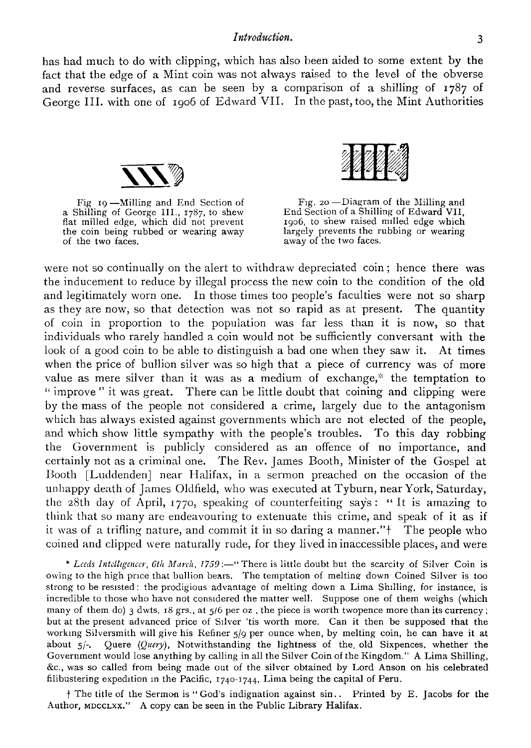has had much to do with clipping, which has also been aided to some extent by the fact that the edge of a Mint coin was not always raised to the level of the obverse and reverse surfaces, as can be seen by a comparison of a shilling of 1787 of George III. with one of 1906 of Edward VII. In the past, too, the Mint Authorities

Fig 19—Milling and End Section of a Shilling of George III., 1787, to shew flat milled edge, which did not prevent the coin being rubbed or wearing away of the two faces.

Fig. 20—Diagram of the Milling and End Section of a Shilling of Edward VII, 1906, to shew raised milled edge which largely prevents the rubbing or wearing away of the two faces.

were not so continually on the alert to withdraw depreciated coin; hence there was the inducement to reduce by illegal process the new coin to the condition of the old and legitimately worn one. In those times too people's faculties were not so sharp as they are now, so that detection was not so rapid as at present. The quantity of coin in proportion to the population was far less than it is now, so that individuals who rarely handled a coin would not be sufficiently conversant with the look of a good coin to be able to distinguish a bad one when they saw it. At times when the price of bullion silver was so high that a piece of currency was of more value as mere silver than it was as a medium of exchange,* the temptation to "improve" it was great. There can be little doubt that coining and clipping were by the mass of the people not considered a crime, largely due to the antagonism which has always existed against governments which are not elected of the people, and which show little sympathy with the people's troubles. To this day robbing the Government is publicly considered as an offence of no importance, and certainly not as a criminal one. The Rev. James Booth, Minister of the Gospel at Booth [Luddenden] near Halifax, in a sermon preached on the occasion of the unhappy death of James Oldfield, who was executed at Tyburn, near York, Saturday, the 28th day of April, 1770, speaking of counterfeiting says: "It is amazing to think that so many are endeavouring to extenuate this crime, and speak of it as if it was of a trifling nature, and commit it in so daring a manner."† The people who coined and clipped were naturally rude, for they lived in inaccessible places, and were

\* *Leeds Intelligencer, 6th March, 1759*:—"There is little doubt but the scarcity of Silver Coin is owing to the high price that bullion bears. The temptation of melting down Coined Silver is too strong to be resisted: the prodigious advantage of melting down a Lima Shilling, for instance, is incredible to those who have not considered the matter well. Suppose one of them weighs (which many of them do) 3 dwts. 18 grs., at 5/6 per oz, the piece is worth twopence more than its currency; but at the present advanced price of Silver 'tis worth more. Can it then be supposed that the working Silversmith will give his Refiner 5/9 per ounce when, by melting coin, he can have it at about 5/-. Quere (*Query*), Notwithstanding the lightness of the old Sixpences, whether the Government would lose anything by calling in all the Silver Coin of the Kingdom." A Lima Shilling, &c., was so called from being made out of the silver obtained by Lord Anson on his celebrated filibustering expedition in the Pacific, 1740-1744, Lima being the capital of Peru.

† The title of the Sermon is "God's indignation against sin.. Printed by E. Jacobs for the Author, MDCCLXX." A copy can be seen in the Public Library Halifax.